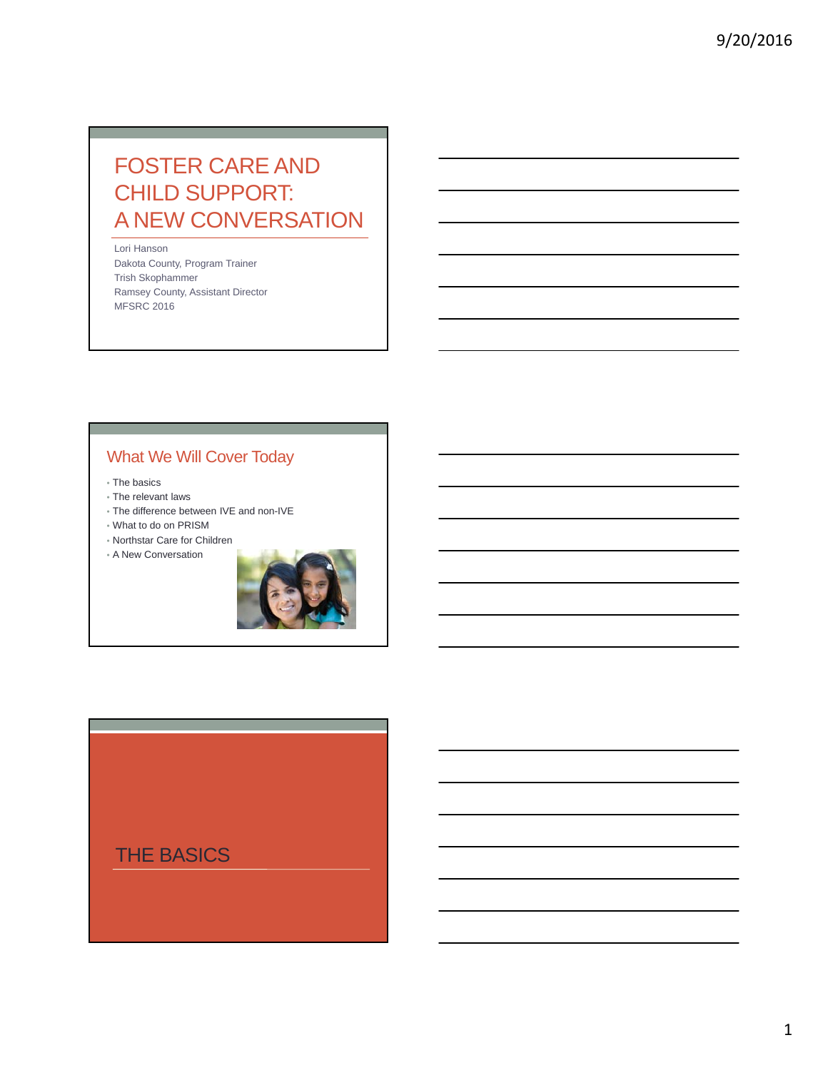# FOSTER CARE AND CHILD SUPPORT: A NEW CONVERSATION

Lori Hanson
Dakota County, Program Trainer
Trish Skophammer
Ramsey County, Assistant Director
MFSRC 2016

## What We Will Cover Today

- The basics
- The relevant laws
- The difference between IVE and non-IVE
- What to do on PRISM
- Northstar Care for Children
- A New Conversation

## THE BASICS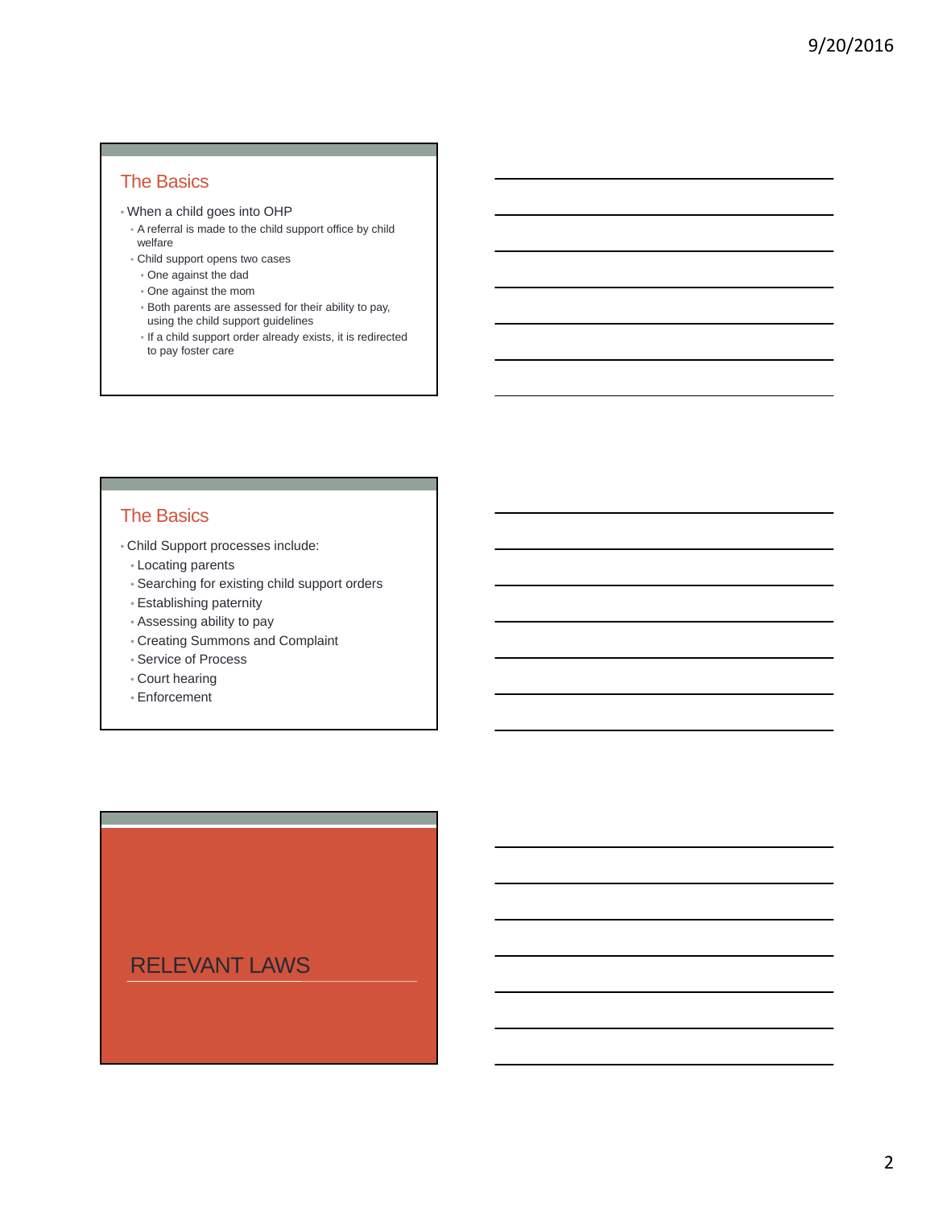## The Basics

- When a child goes into OHP
  - A referral is made to the child support office by child welfare
  - Child support opens two cases
    - One against the dad
    - One against the mom
    - Both parents are assessed for their ability to pay, using the child support guidelines
    - If a child support order already exists, it is redirected to pay foster care

## The Basics

- Child Support processes include:
  - Locating parents
  - Searching for existing child support orders
  - Establishing paternity
  - Assessing ability to pay
  - Creating Summons and Complaint
  - Service of Process
  - Court hearing
  - Enforcement

# RELEVANT LAWS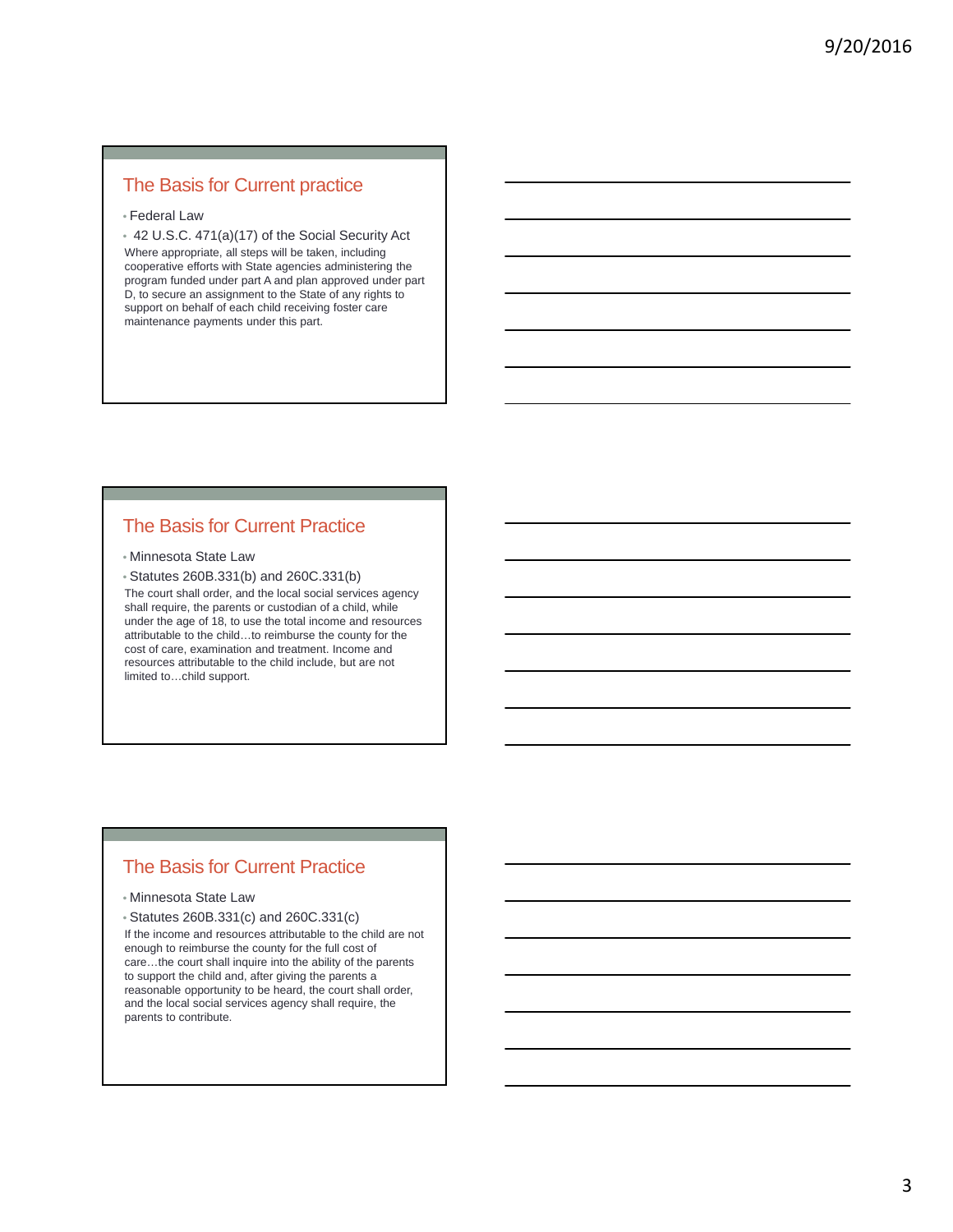## The Basis for Current practice

- Federal Law
- 42 U.S.C. 471(a)(17) of the Social Security Act

Where appropriate, all steps will be taken, including cooperative efforts with State agencies administering the program funded under part A and plan approved under part D, to secure an assignment to the State of any rights to support on behalf of each child receiving foster care maintenance payments under this part.

## The Basis for Current Practice

- Minnesota State Law
- Statutes 260B.331(b) and 260C.331(b)

The court shall order, and the local social services agency shall require, the parents or custodian of a child, while under the age of 18, to use the total income and resources attributable to the child…to reimburse the county for the cost of care, examination and treatment. Income and resources attributable to the child include, but are not limited to…child support.

## The Basis for Current Practice

- Minnesota State Law
- Statutes 260B.331(c) and 260C.331(c)

If the income and resources attributable to the child are not enough to reimburse the county for the full cost of care…the court shall inquire into the ability of the parents to support the child and, after giving the parents a reasonable opportunity to be heard, the court shall order, and the local social services agency shall require, the parents to contribute.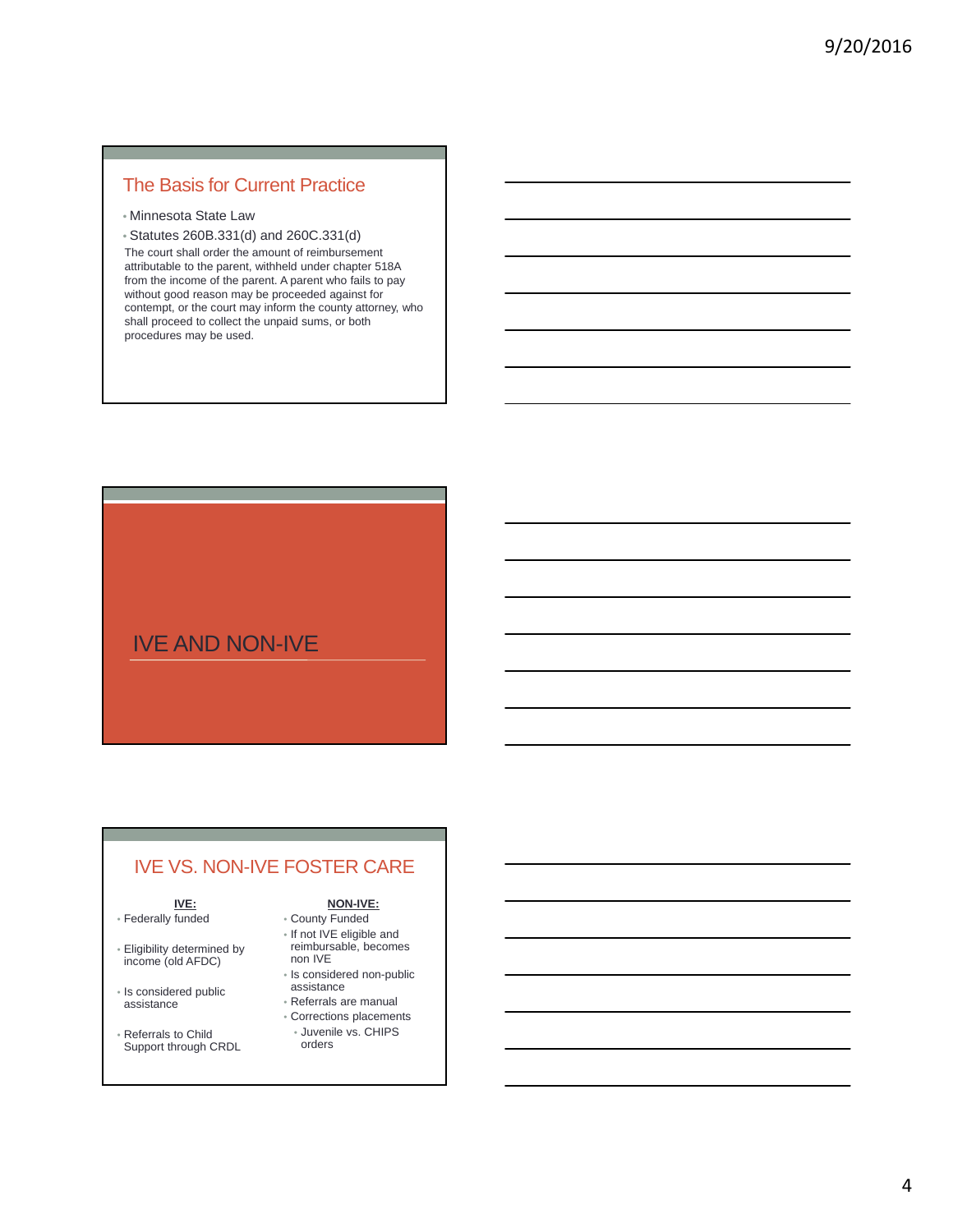## The Basis for Current Practice

- Minnesota State Law
- Statutes 260B.331(d) and 260C.331(d)

The court shall order the amount of reimbursement attributable to the parent, withheld under chapter 518A from the income of the parent. A parent who fails to pay without good reason may be proceeded against for contempt, or the court may inform the county attorney, who shall proceed to collect the unpaid sums, or both procedures may be used.

## IVE AND NON-IVE

## IVE VS. NON-IVE FOSTER CARE

**IVE:**

- Federally funded
- Eligibility determined by income (old AFDC)
- Is considered public assistance
- Referrals to Child Support through CRDL

**NON-IVE:**

- County Funded
- If not IVE eligible and reimbursable, becomes non IVE
- Is considered non-public assistance
- Referrals are manual
- Corrections placements
  - Juvenile vs. CHIPS orders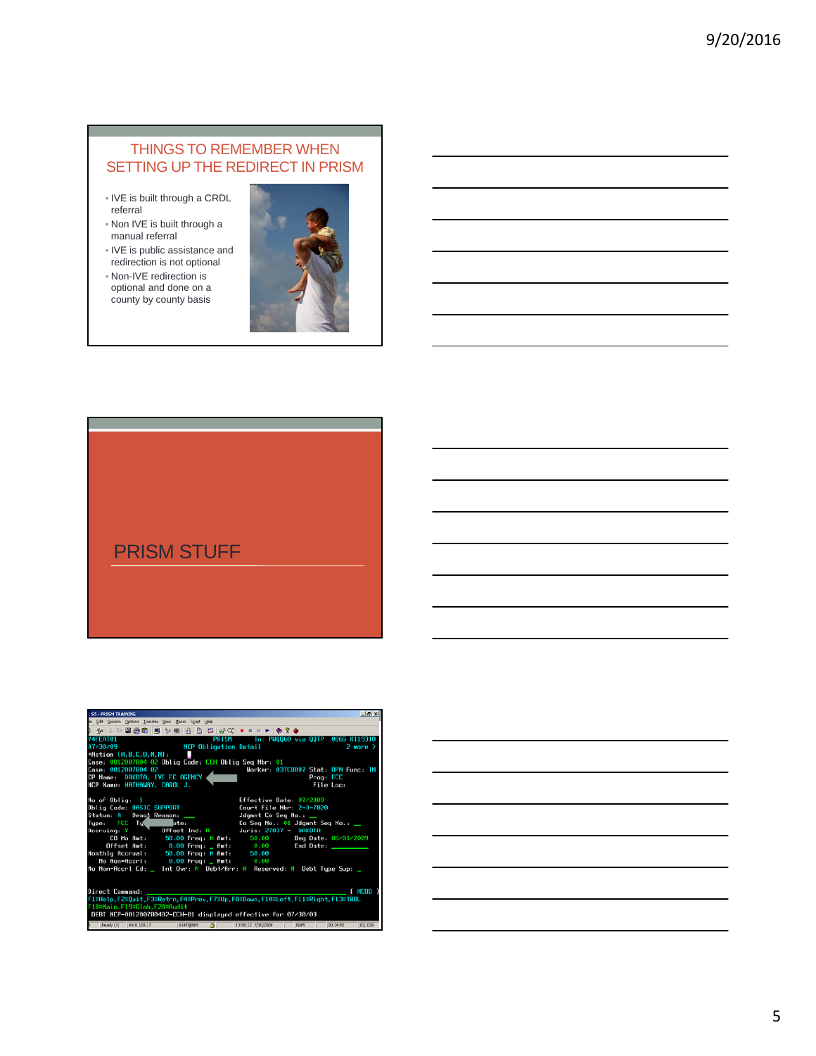## THINGS TO REMEMBER WHEN SETTING UP THE REDIRECT IN PRISM

- IVE is built through a CRDL referral
- Non IVE is built through a manual referral
- IVE is public assistance and redirection is not optional
- Non-IVE redirection is optional and done on a county by county basis

## PRISM STUFF

```
Y4FEAT01                    PRISM         In: PWQQ60 via QQTP  0865 X119310
07/30/09              NCP Obligation Detail                       2 more >
*Action (A,B,C,D,M,N):
Case: 0012007804 02 Oblig Code: CCH Oblig Seq Nbr: 01
Case: 0012007804 02                         Worker: 037C0007 Stat: OPN Func: IN
CP Name:  DAKOTA, IVE FC AGENCY                              Prog: FCC
NCP Name: HATHAWAY, CAROL J.                                   File Loc:

No of Oblig:  1                          Effective Date: 07/2009
Oblig Code: BASIC SUPPORT                Court File Nbr: 2-3-7820
Status: A    Deact Reason: __            Jdgmnt Co Seq No.: __
Type:   FCC  Ty        ate:              Co Seq No.: 01 Jdgmnt Seq No.: __
Accruing: Y          Offset Ind: N       Juris: 27037 - DAKOTA
     CO Mo Amt:      50.00 Freq: M Amt:     50.00      Beg Date: 05/01/2009
   Offset Amt:        0.00 Freq: _ Amt:      0.00      End Date: ________
Monthly Accrual:     50.00 Freq: M Amt:     50.00
  Mo Non-Accrl:       0.00 Freq: _ Amt:      0.00
No Non-Accrl Cd: _  Int Ovr: N  Debt/Arr: A  Reserved: N  Debt Type Sup: _

Direct Command: ___________________________________________________ ( NCOD )
F1=Help,F2=Quit,F3=Retrn,F4=Prev,F7=Up,F8=Down,F10=Left,F11=Right,F13=TRBL
F18=Main,F19=Glob,F20=Audit
DEBT NCP-0012007804O2-CCH-01 displayed effective for 07/30/09
```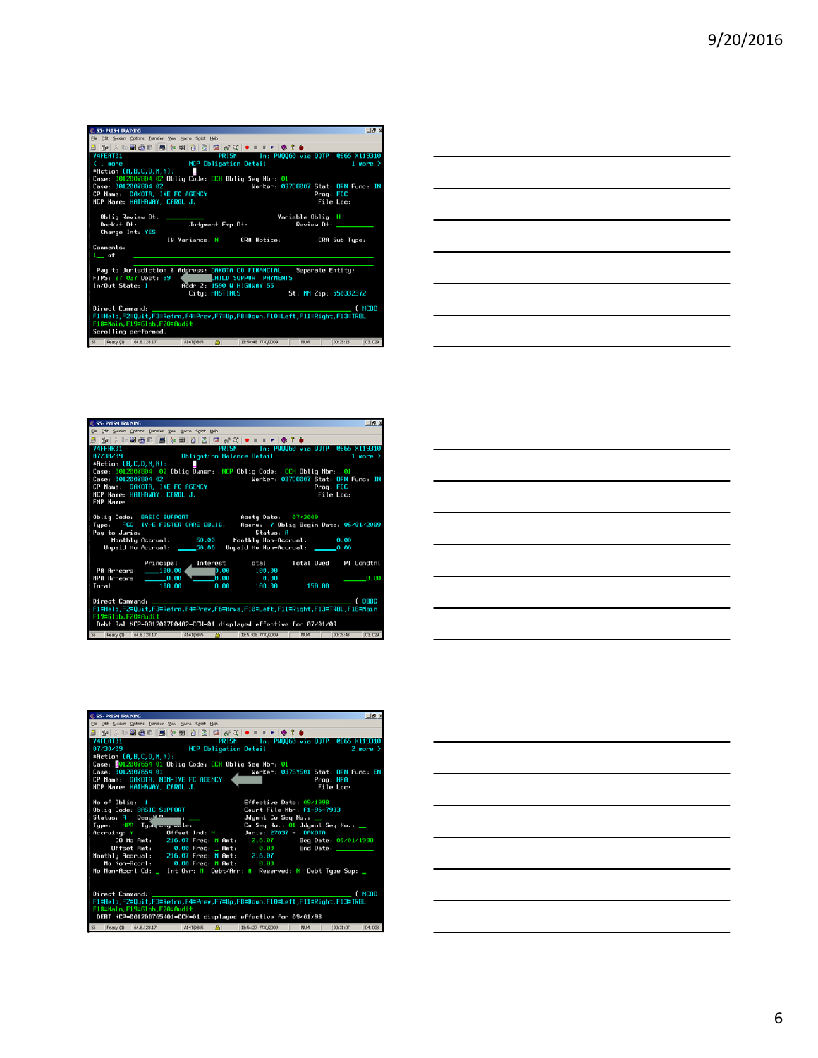```
V4FEAT01                    PRISM      In: PWQQ60 via QQTP  0865 X119310
< 1 more               NCP Obligation Detail                      1 more >
*Action (A,B,C,D,N,R):
Case: 0012007004 02 Oblig Code: CCH Oblig Seq Nbr: 01
Case: 0012007004 02                     Worker: 037CC0007 Stat: OPN Func: IN
CP Name:  DAKOTA, IVE FC AGENCY                        Prog: FCC
NCP Name: HATHAWAY, CAROL J.                           File Loc:

 Oblig Review Dt: ________                    Variable Oblig: N
 Docket Dt:              Judgment Exp Dt:               Review Dt: ________
 Charge Int: YES
                   IW Variance: N        CRA Notice:          CRA Sub Type:
Comments:
1__ of
 Pay to Jurisdiction & Address: DAKOTA CO FINANCIAL    Separate Entity:
FIPS: 27 037 Dest: 99             CHILD SUPPORT PAYMENTS
In/Out State: I               Addr 2: 1590 W HIGHWAY 55
                           City: HASTINGS            St: MN Zip: 550332372

Direct Command: ______________________________________ ( NCOD
F1=Help,F2=Quit,F3=Retrn,F4=Prev,F7=Up,F8=Down,F10=Left,F11=Right,F13=TRBL
F18=Main,F19=Glob,F20=Audit
Scrolling performed.
```

```
V4FFAK01                    PRISM      In: PWQQ60 via QQTP  0865 X119310
07/30/09               Obligation Balance Detail                  1 more >
*Action (B,C,D,N,R):
Case: 0012007004  02 Oblig Owner: NCP Oblig Code: CCH Oblig Nbr: 01
Case: 0012007004 02                     Worker: 037CC0007 Stat: OPN Func: IN
CP Name:  DAKOTA, IVE FC AGENCY                        Prog: FCC
NCP Name: HATHAWAY, CAROL J.                           File Loc:
EMP Name:

Oblig Code:  BASIC SUPPORT                 Acctg Date:   07/2009
Type:    FCC  IV-E FOSTER CARE OBLIG.      Accru:  Y Oblig Begin Date: 05/01/2009
Pay to Juris:                                 Status: A
     Monthly Accrual:          50.00      Monthly Non-Accrual:        0.00
   Unpaid Mo Accrual:     ____50.00    Unpaid Mo Non-Accrual:    ____0.00

               Principal      Interest       Total        Total Owed     PI Condtnl
 PA Arrears    ____100.00     0.00          100.00
 NPA Arrears   ______0.00     0.00            0.00                        ______0.00
 Total           100.00       0.00          100.00          150.00

Direct Command: ______________________________________ ( OBOD
F1=Help,F2=Quit,F3=Retrn,F4=Prev,F6=Arrs,F10=Left,F11=Right,F13=TRBL,F18=Main
F19=Glob,F20=Audit
 Debt Bal NCP-001200780402-CCH-01 displayed effective for 07/01/09
```

```
V4FEAT01                    PRISM      In: PWQQ60 via QQTP  0865 X119310
07/30/09               NCP Obligation Detail                      2 more >
*Action (A,B,C,D,N,R):
Case: 0012007654 01 Oblig Code: CCH Oblig Seq Nbr: 01
Case: 0012007654 01                     Worker: 037SYS01 Stat: OPN Func: EN
CP Name:  DAKOTA, NON-IVE FC AGENCY                    Prog: NPA
NCP Name: HATHAWAY, CAROL J.                           File Loc:

No of Oblig:   1                          Effective Date: 09/1998
Oblig Code: BASIC SUPPORT                 Court File Nbr: F1-96-7983
Status: A    Deact Reason: __             Jdgmnt Co Seq No.: __
Type:    NPA   Type Chg Date:             Co Seq No.: 01  Jdgmnt Seq No.: __
Accruing: Y         Offset Ind: N         Juris: 27037 -  DAKOTA
     CO Mo Amt:    216.07 Freq: M Amt:    216.07       Beg Date: 09/01/1998
    Offset Amt:      0.00 Freq: _ Amt:      0.00       End Date:
Monthly Accrual:   216.07 Freq: M Amt:    216.07
  Mo Non-Accrl:      0.00 Freq: M Amt:      0.00
Mo Non-Accrl Cd: _  Int Ovr: N  Debt/Arr: A  Reserved: N  Debt Type Sup: _

Direct Command: ______________________________________ ( NCOD
F1=Help,F2=Quit,F3=Retrn,F4=Prev,F7=Up,F8=Down,F10=Left,F11=Right,F13=TRBL
F18=Main,F19=Glob,F20=Audit
 DEBT NCP-001200765401-CCH-01 displayed effective for 09/01/98
```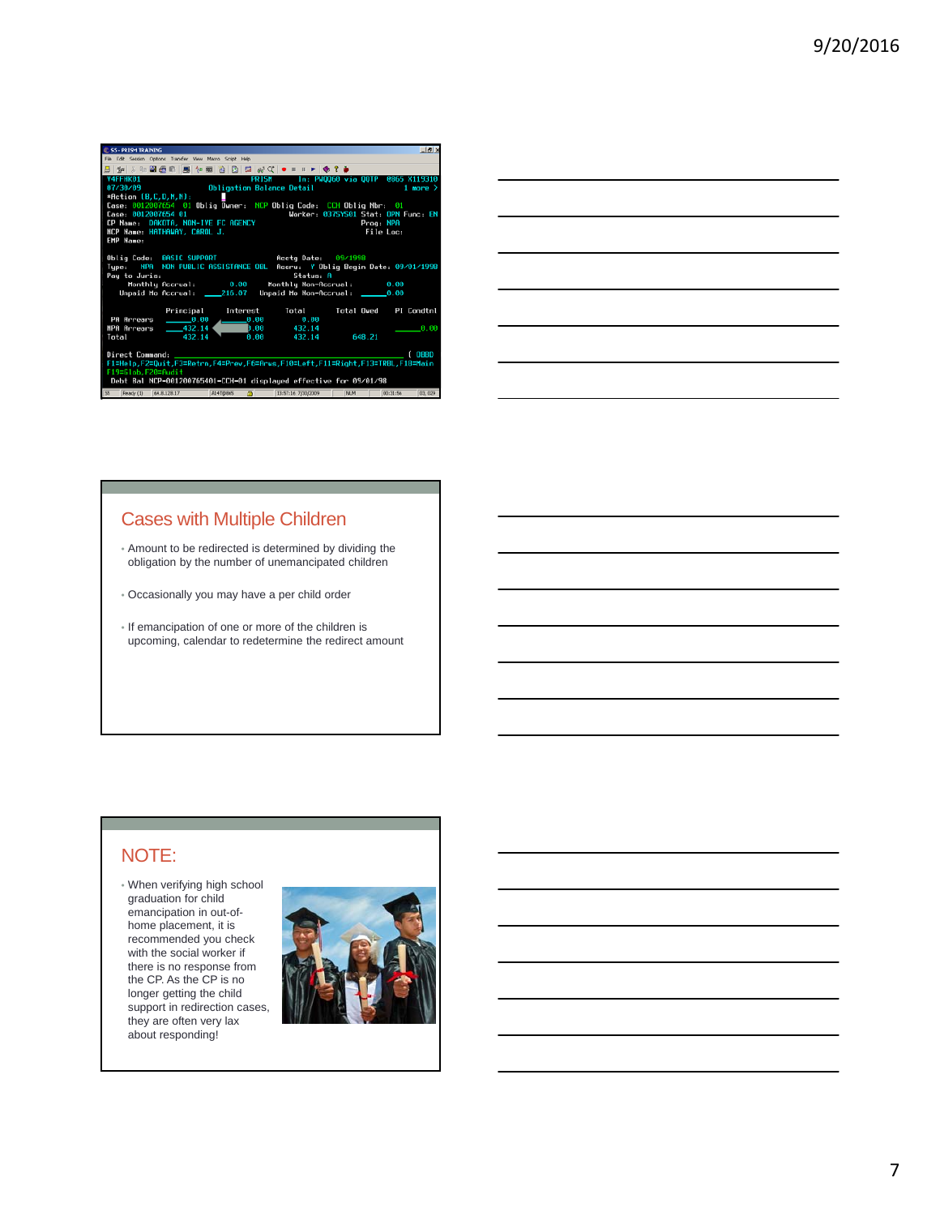```
V4FFHK01                        PRISM        In: PWQQ60 via QQTP  0865 X119310
07/30/09              Obligation Balance Detail                         1 more >
*Action (B,C,D,M,N):
Case: 0012007654  01 Oblig Owner:  NCP Oblig Code:  CCH Oblig Nbr:  01
Case: 0012007654 01                        Worker: 0375Y501 Stat: OPN Func: EN
CP Name:  DAKOTA, NON-IVE FC AGENCY                          Prog: NPA
NCP Name: HATHAWAY, CAROL J.                                 File Loc:
EMP Name:

Oblig Code:  BASIC SUPPORT                    Acctg Date:   09/1998
Type:   NPA  NON PUBLIC ASSISTANCE OBL  Accru:  Y Oblig Begin Date: 09/01/1998
Pay to Juris:                                  Status: A
   Monthly Accrual:          0.00     Monthly Non-Accrual:        0.00
   Unpaid Mo Accrual:     216.07     Unpaid Mo Non-Accrual:      0.00

                 Principal    Interest      Total       Total Owed    PI Condtnl
 PA Arrears          0.00         0.00        0.00
NPA Arrears        432.14         0.00      432.14                        0.00
Total              432.14         0.00      432.14       648.21

Direct Command: ________________________________________________  ( 0000
F1=Help,F2=Quit,F3=Retrn,F4=Prev,F6=Arws,F10=Left,F11=Right,F13=TRDL,F18=Main
F19=Slob,F20=Audit
 Debt Bal NCP-001200765401-CCH-01 displayed effective for 09/01/98
```

## Cases with Multiple Children

- Amount to be redirected is determined by dividing the obligation by the number of unemancipated children
- Occasionally you may have a per child order
- If emancipation of one or more of the children is upcoming, calendar to redetermine the redirect amount

## NOTE:

- When verifying high school graduation for child emancipation in out-of-home placement, it is recommended you check with the social worker if there is no response from the CP. As the CP is no longer getting the child support in redirection cases, they are often very lax about responding!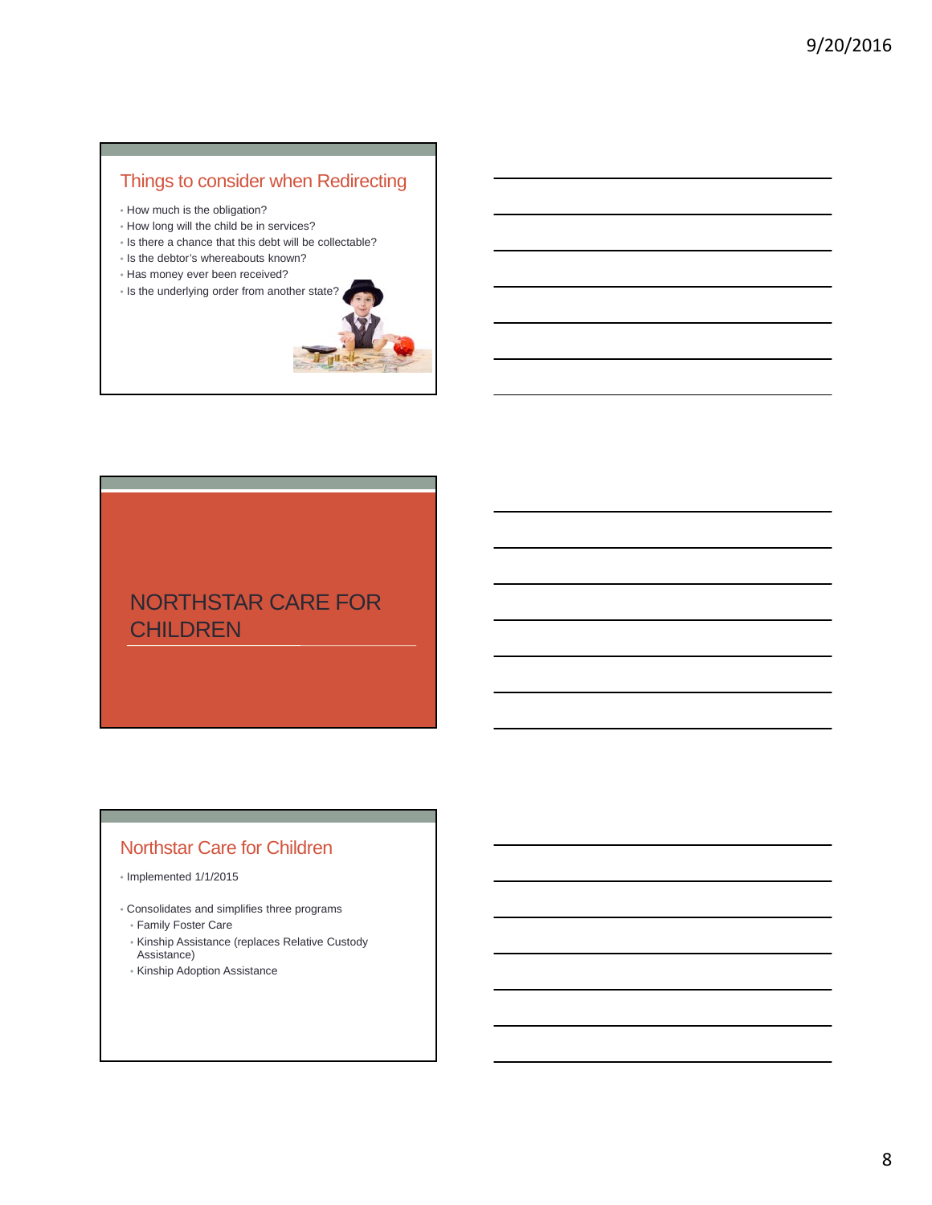## Things to consider when Redirecting

- How much is the obligation?
- How long will the child be in services?
- Is there a chance that this debt will be collectable?
- Is the debtor's whereabouts known?
- Has money ever been received?
- Is the underlying order from another state?

# NORTHSTAR CARE FOR CHILDREN

## Northstar Care for Children

- Implemented 1/1/2015
- Consolidates and simplifies three programs
  - Family Foster Care
  - Kinship Assistance (replaces Relative Custody Assistance)
  - Kinship Adoption Assistance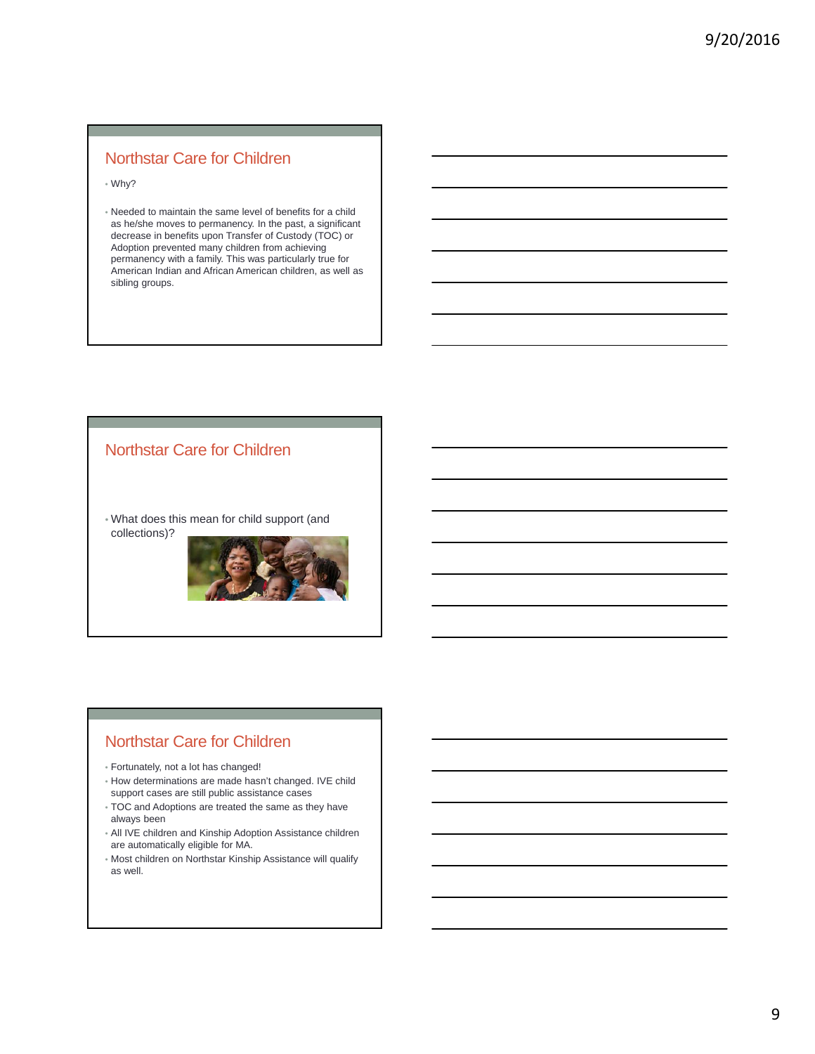## Northstar Care for Children

- Why?
- Needed to maintain the same level of benefits for a child as he/she moves to permanency. In the past, a significant decrease in benefits upon Transfer of Custody (TOC) or Adoption prevented many children from achieving permanency with a family. This was particularly true for American Indian and African American children, as well as sibling groups.

## Northstar Care for Children

- What does this mean for child support (and collections)?

## Northstar Care for Children

- Fortunately, not a lot has changed!
- How determinations are made hasn't changed. IVE child support cases are still public assistance cases
- TOC and Adoptions are treated the same as they have always been
- All IVE children and Kinship Adoption Assistance children are automatically eligible for MA.
- Most children on Northstar Kinship Assistance will qualify as well.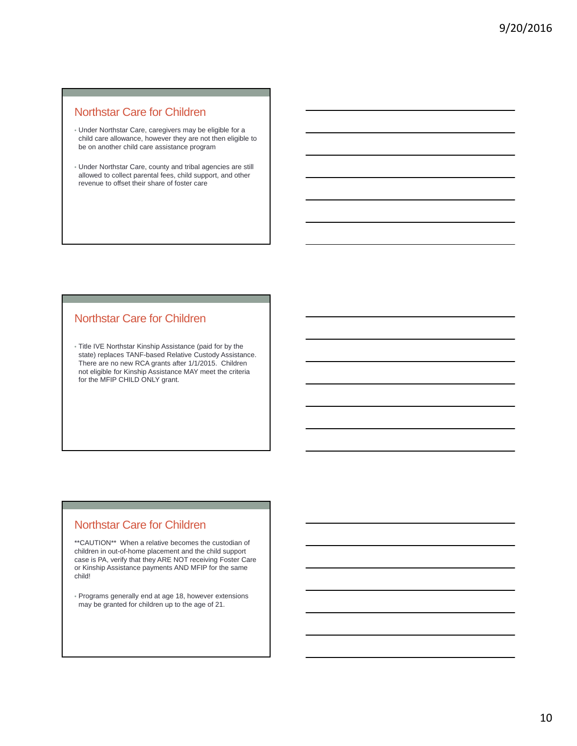## Northstar Care for Children

- Under Northstar Care, caregivers may be eligible for a child care allowance, however they are not then eligible to be on another child care assistance program
- Under Northstar Care, county and tribal agencies are still allowed to collect parental fees, child support, and other revenue to offset their share of foster care

## Northstar Care for Children

- Title IVE Northstar Kinship Assistance (paid for by the state) replaces TANF-based Relative Custody Assistance. There are no new RCA grants after 1/1/2015. Children not eligible for Kinship Assistance MAY meet the criteria for the MFIP CHILD ONLY grant.

## Northstar Care for Children

**CAUTION** When a relative becomes the custodian of children in out-of-home placement and the child support case is PA, verify that they ARE NOT receiving Foster Care or Kinship Assistance payments AND MFIP for the same child!

- Programs generally end at age 18, however extensions may be granted for children up to the age of 21.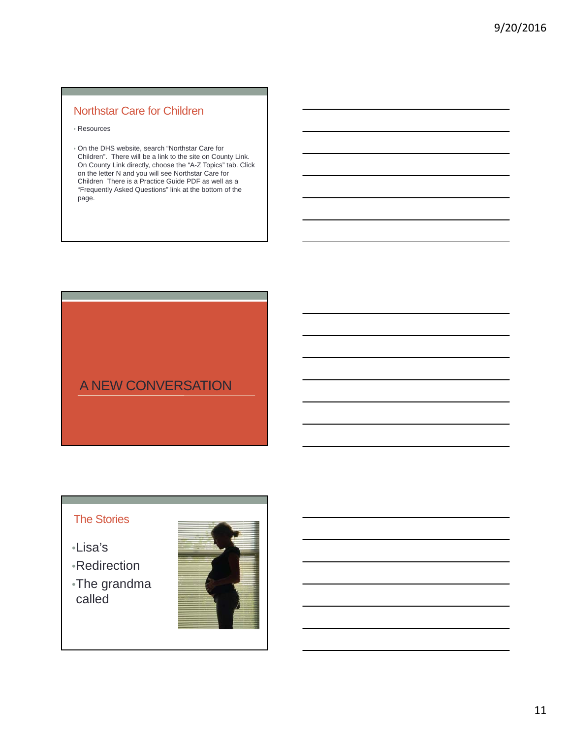## Northstar Care for Children

- Resources

- On the DHS website, search "Northstar Care for Children". There will be a link to the site on County Link. On County Link directly, choose the "A-Z Topics" tab. Click on the letter N and you will see Northstar Care for Children There is a Practice Guide PDF as well as a "Frequently Asked Questions" link at the bottom of the page.

## A NEW CONVERSATION

## The Stories

- Lisa's
- Redirection
- The grandma called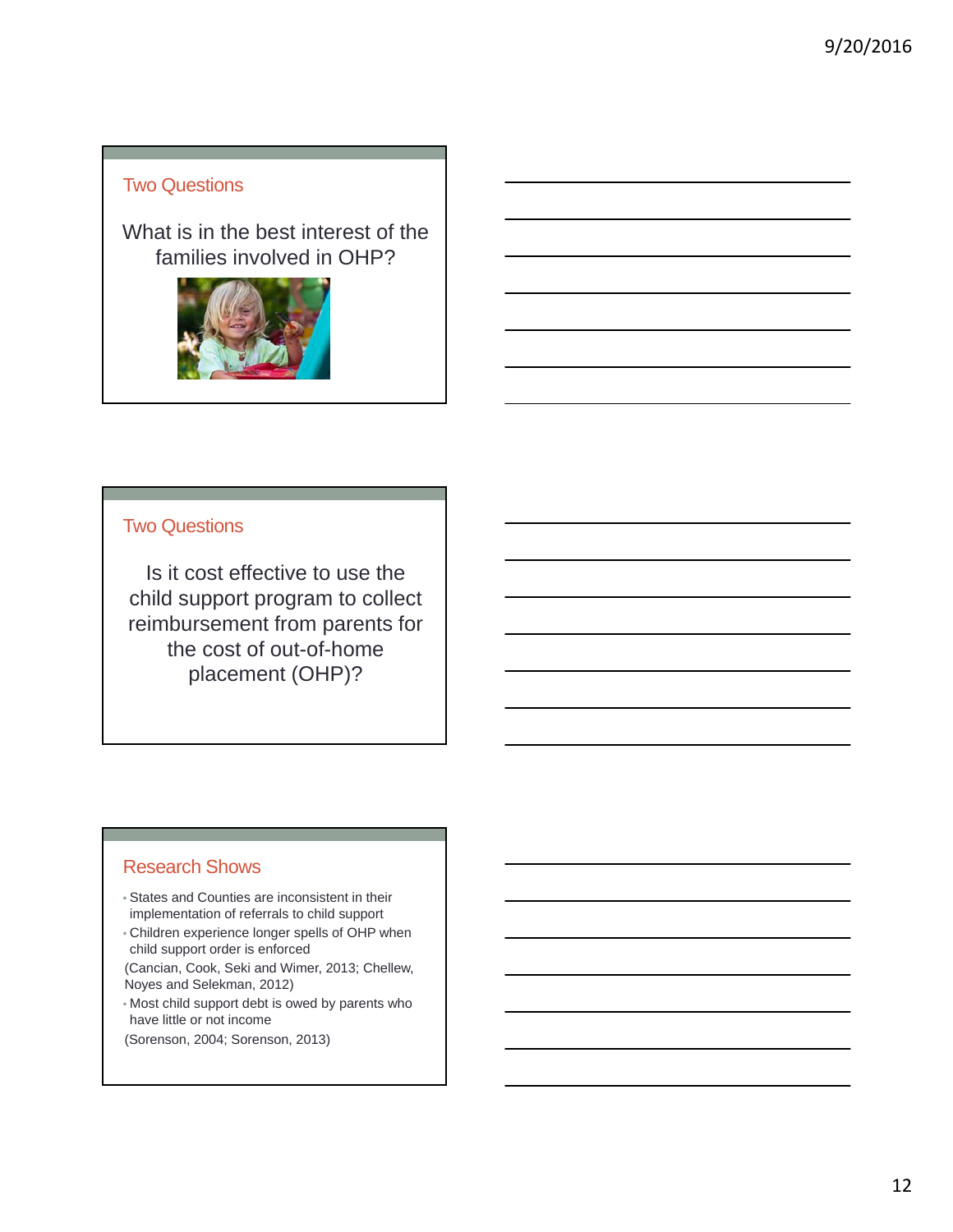## Two Questions

What is in the best interest of the families involved in OHP?

## Two Questions

Is it cost effective to use the child support program to collect reimbursement from parents for the cost of out-of-home placement (OHP)?

## Research Shows

- States and Counties are inconsistent in their implementation of referrals to child support
- Children experience longer spells of OHP when child support order is enforced

(Cancian, Cook, Seki and Wimer, 2013; Chellew, Noyes and Selekman, 2012)

- Most child support debt is owed by parents who have little or not income

(Sorenson, 2004; Sorenson, 2013)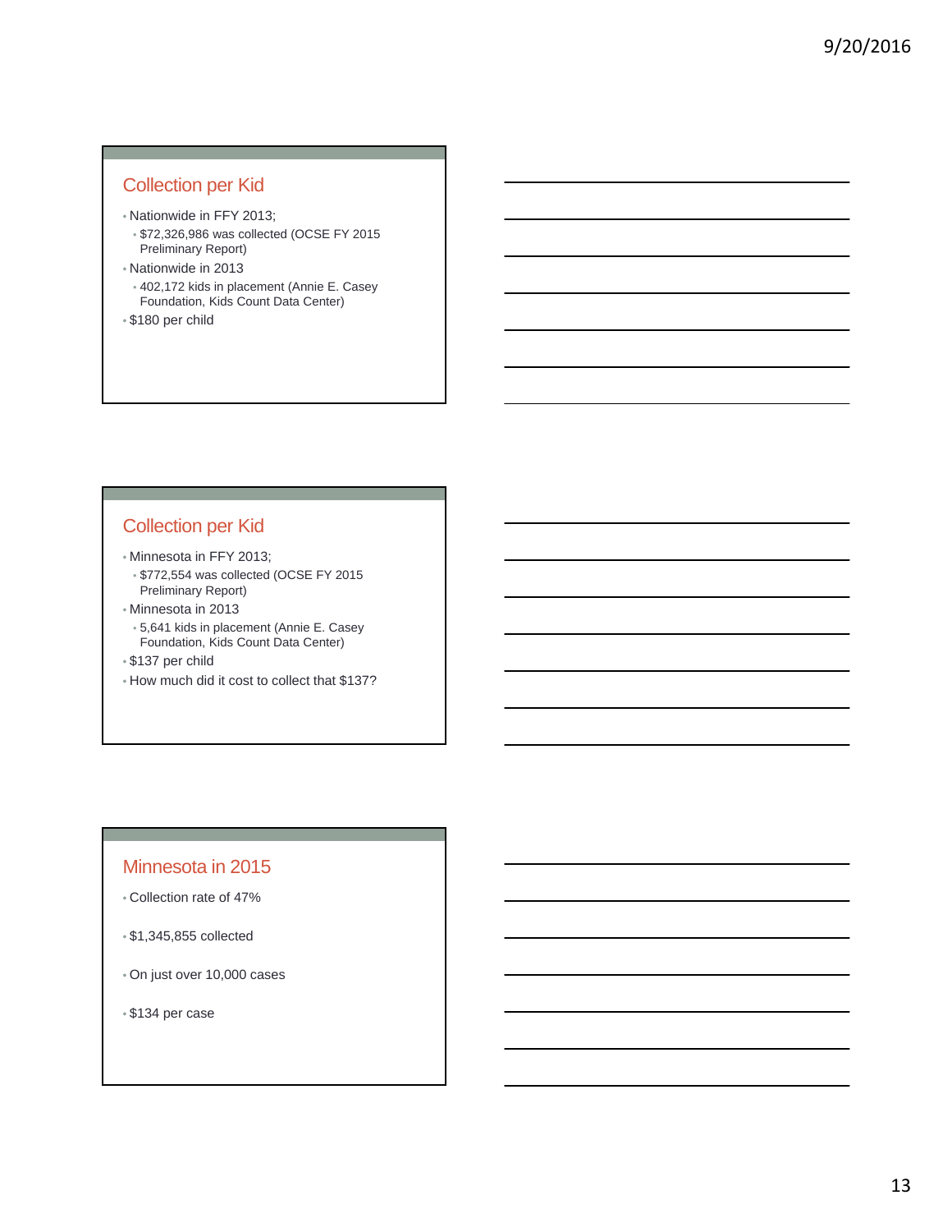## Collection per Kid

- Nationwide in FFY 2013;
  - $72,326,986 was collected (OCSE FY 2015 Preliminary Report)
- Nationwide in 2013
  - 402,172 kids in placement (Annie E. Casey Foundation, Kids Count Data Center)
- $180 per child

## Collection per Kid

- Minnesota in FFY 2013;
  - $772,554 was collected (OCSE FY 2015 Preliminary Report)
- Minnesota in 2013
  - 5,641 kids in placement (Annie E. Casey Foundation, Kids Count Data Center)
- $137 per child
- How much did it cost to collect that $137?

## Minnesota in 2015

- Collection rate of 47%
- $1,345,855 collected
- On just over 10,000 cases
- $134 per case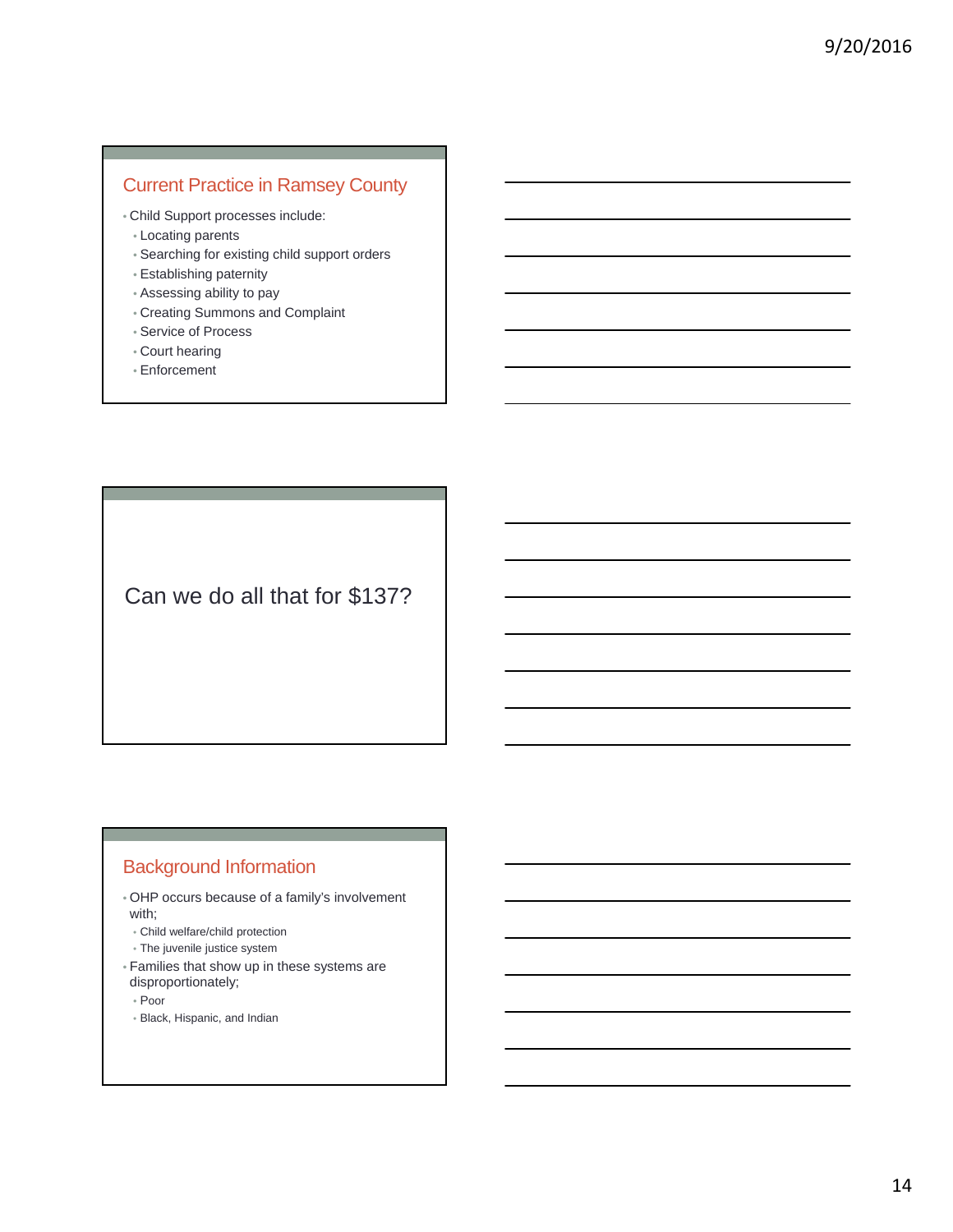## Current Practice in Ramsey County

- Child Support processes include:
  - Locating parents
  - Searching for existing child support orders
  - Establishing paternity
  - Assessing ability to pay
  - Creating Summons and Complaint
  - Service of Process
  - Court hearing
  - Enforcement

Can we do all that for $137?

## Background Information

- OHP occurs because of a family's involvement with;
  - Child welfare/child protection
  - The juvenile justice system
- Families that show up in these systems are disproportionately;
  - Poor
  - Black, Hispanic, and Indian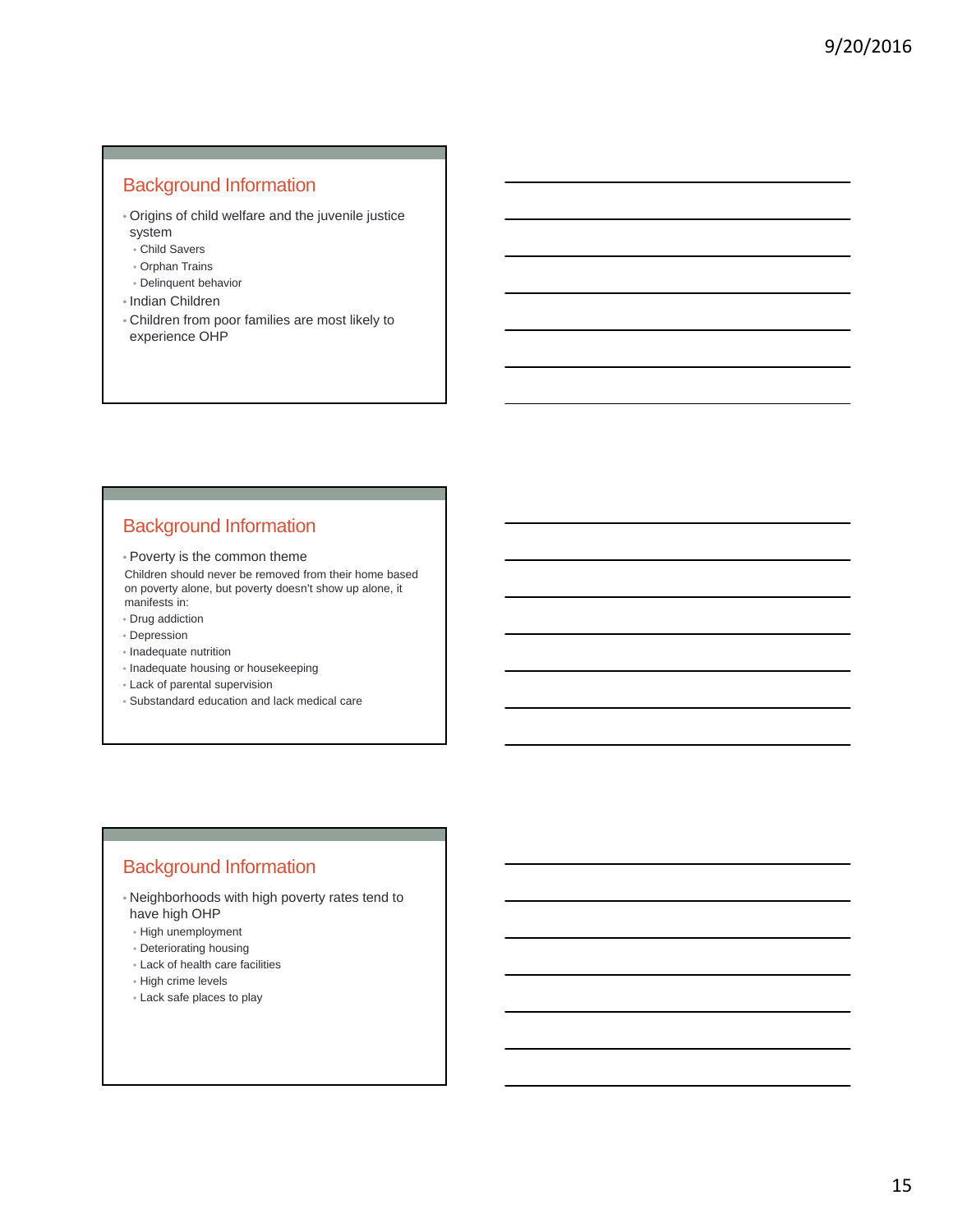## Background Information

- Origins of child welfare and the juvenile justice system
  - Child Savers
  - Orphan Trains
  - Delinquent behavior
- Indian Children
- Children from poor families are most likely to experience OHP

## Background Information

- Poverty is the common theme

Children should never be removed from their home based on poverty alone, but poverty doesn't show up alone, it manifests in:

- Drug addiction
- Depression
- Inadequate nutrition
- Inadequate housing or housekeeping
- Lack of parental supervision
- Substandard education and lack medical care

## Background Information

- Neighborhoods with high poverty rates tend to have high OHP
  - High unemployment
  - Deteriorating housing
  - Lack of health care facilities
  - High crime levels
  - Lack safe places to play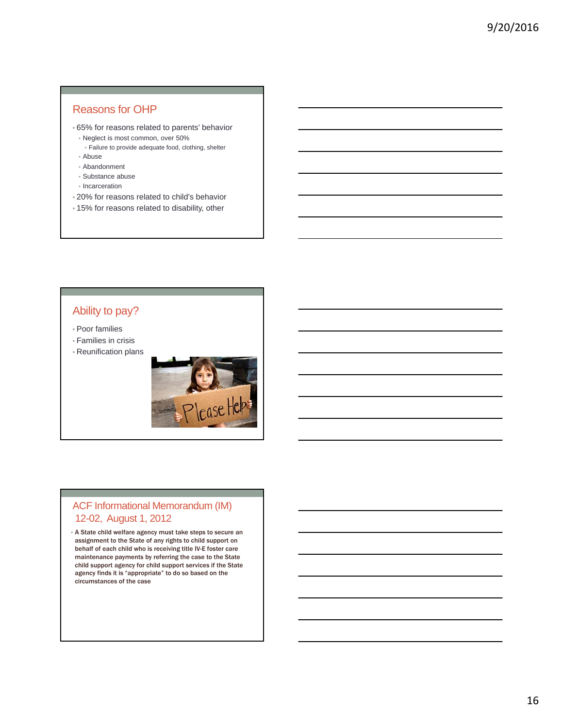## Reasons for OHP

- 65% for reasons related to parents' behavior
  - Neglect is most common, over 50%
    - Failure to provide adequate food, clothing, shelter
  - Abuse
  - Abandonment
  - Substance abuse
  - Incarceration
- 20% for reasons related to child's behavior
- 15% for reasons related to disability, other

## Ability to pay?

- Poor families
- Families in crisis
- Reunification plans

## ACF Informational Memorandum (IM) 12-02, August 1, 2012

- A State child welfare agency must take steps to secure an assignment to the State of any rights to child support on behalf of each child who is receiving title IV-E foster care maintenance payments by referring the case to the State child support agency for child support services if the State agency finds it is "appropriate" to do so based on the circumstances of the case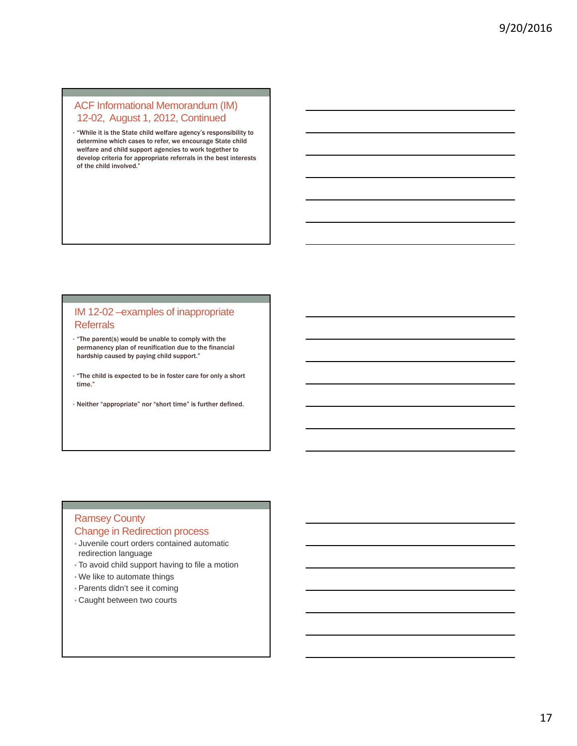## ACF Informational Memorandum (IM) 12-02, August 1, 2012, Continued

- "While it is the State child welfare agency's responsibility to determine which cases to refer, we encourage State child welfare and child support agencies to work together to develop criteria for appropriate referrals in the best interests of the child involved."

## IM 12-02 –examples of inappropriate Referrals

- "The parent(s) would be unable to comply with the permanency plan of reunification due to the financial hardship caused by paying child support."
- "The child is expected to be in foster care for only a short time."
- Neither "appropriate" nor "short time" is further defined.

## Ramsey County Change in Redirection process

- Juvenile court orders contained automatic redirection language
- To avoid child support having to file a motion
- We like to automate things
- Parents didn't see it coming
- Caught between two courts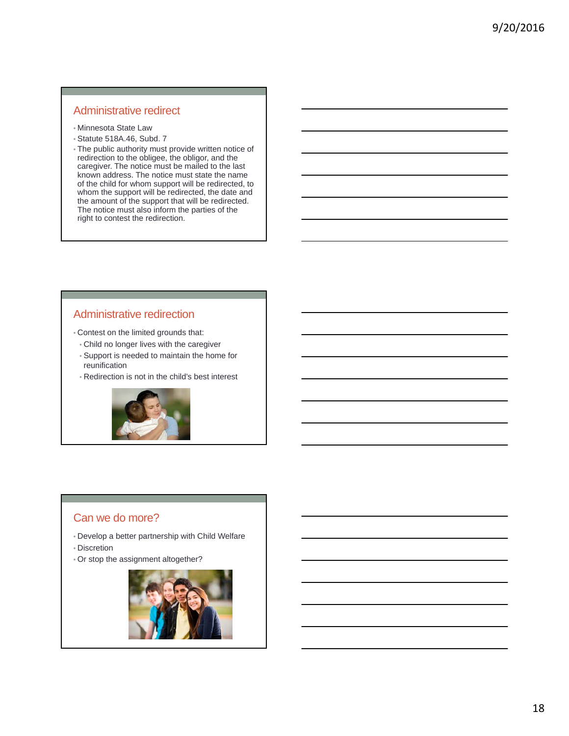## Administrative redirect

- Minnesota State Law
- Statute 518A.46, Subd. 7
- The public authority must provide written notice of redirection to the obligee, the obligor, and the caregiver. The notice must be mailed to the last known address. The notice must state the name of the child for whom support will be redirected, to whom the support will be redirected, the date and the amount of the support that will be redirected. The notice must also inform the parties of the right to contest the redirection.

## Administrative redirection

- Contest on the limited grounds that:
  - Child no longer lives with the caregiver
  - Support is needed to maintain the home for reunification
  - Redirection is not in the child's best interest

## Can we do more?

- Develop a better partnership with Child Welfare
- Discretion
- Or stop the assignment altogether?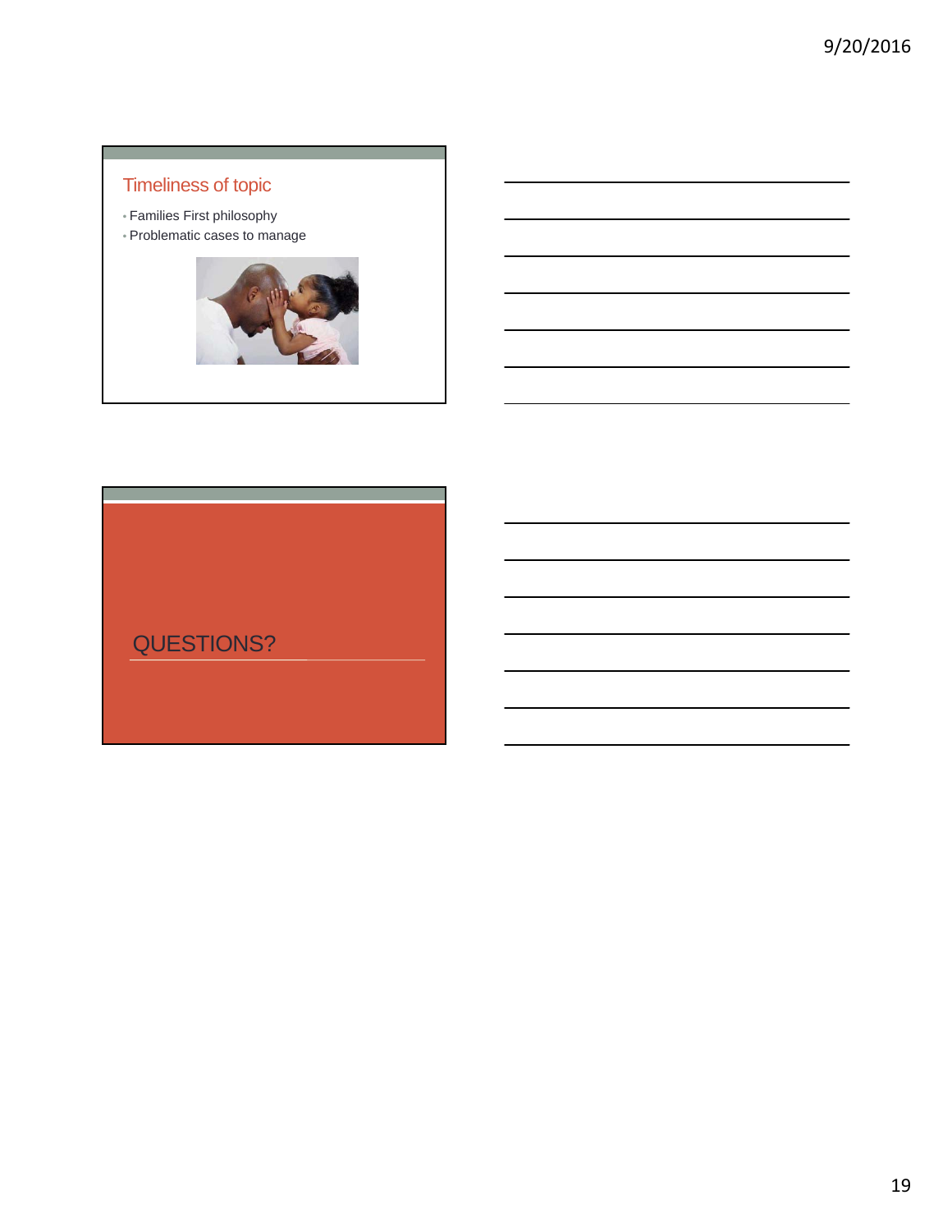## Timeliness of topic

- Families First philosophy
- Problematic cases to manage

## QUESTIONS?